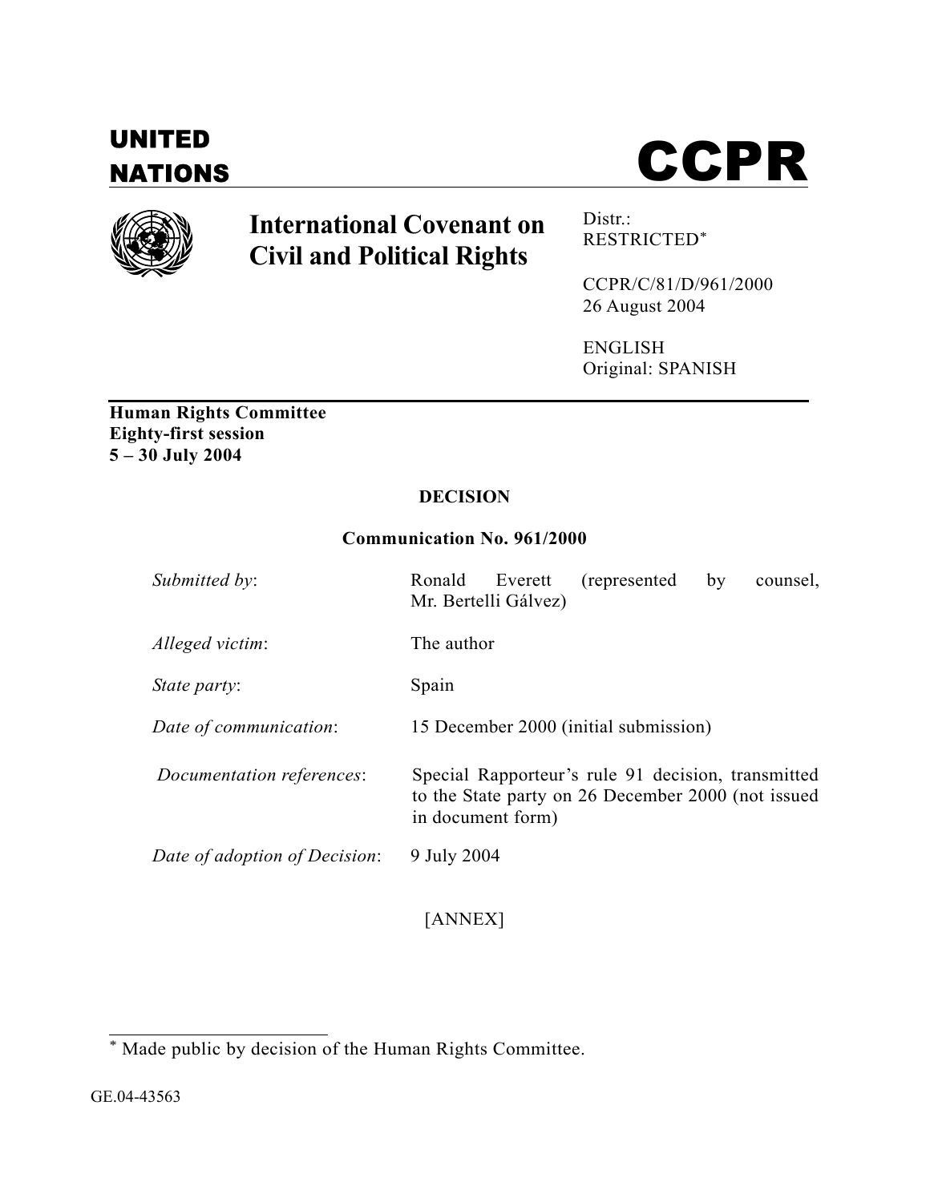UNITED NATIONS

# CCPR

**International Covenant on Civil and Political Rights**

Distr.: RESTRICTED*

CCPR/C/81/D/961/2000
26 August 2004

ENGLISH
Original: SPANISH

**Human Rights Committee**
**Eighty-first session**
**5 – 30 July 2004**

## DECISION

### Communication No. 961/2000

| | |
|---|---|
| *Submitted by*: | Ronald Everett (represented by counsel, Mr. Bertelli Gálvez) |
| *Alleged victim*: | The author |
| *State party*: | Spain |
| *Date of communication*: | 15 December 2000 (initial submission) |
| *Documentation references*: | Special Rapporteur's rule 91 decision, transmitted to the State party on 26 December 2000 (not issued in document form) |
| *Date of adoption of Decision*: | 9 July 2004 |

[ANNEX]

* Made public by decision of the Human Rights Committee.

GE.04-43563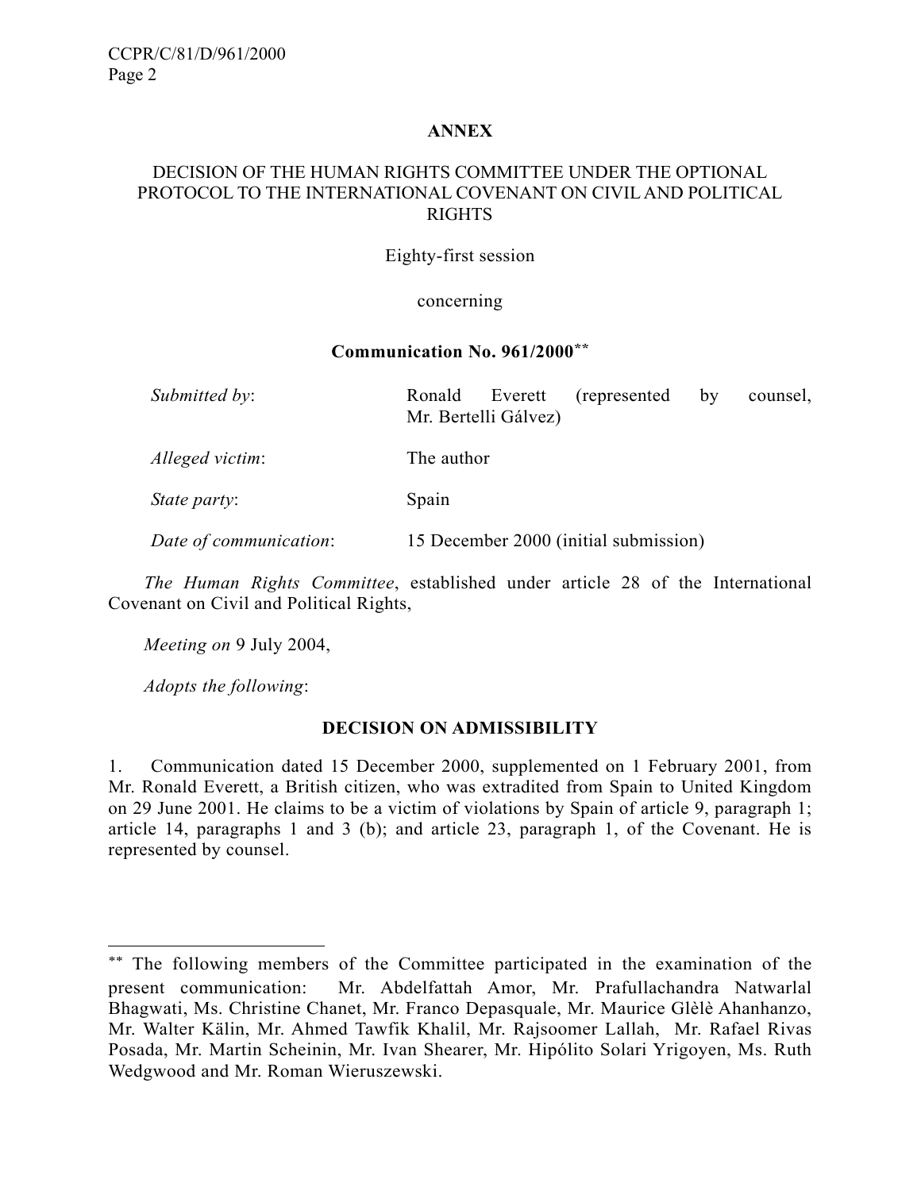**ANNEX**

DECISION OF THE HUMAN RIGHTS COMMITTEE UNDER THE OPTIONAL PROTOCOL TO THE INTERNATIONAL COVENANT ON CIVIL AND POLITICAL RIGHTS

Eighty-first session

concerning

**Communication No. 961/2000**[**]

| | |
|---|---|
| *Submitted by*: | Ronald Everett (represented by counsel, Mr. Bertelli Gálvez) |
| *Alleged victim*: | The author |
| *State party*: | Spain |
| *Date of communication*: | 15 December 2000 (initial submission) |

*The Human Rights Committee*, established under article 28 of the International Covenant on Civil and Political Rights,

*Meeting on* 9 July 2004,

*Adopts the following*:

**DECISION ON ADMISSIBILITY**

1. Communication dated 15 December 2000, supplemented on 1 February 2001, from Mr. Ronald Everett, a British citizen, who was extradited from Spain to United Kingdom on 29 June 2001. He claims to be a victim of violations by Spain of article 9, paragraph 1; article 14, paragraphs 1 and 3 (b); and article 23, paragraph 1, of the Covenant. He is represented by counsel.

---

[**] The following members of the Committee participated in the examination of the present communication: Mr. Abdelfattah Amor, Mr. Prafullachandra Natwarlal Bhagwati, Ms. Christine Chanet, Mr. Franco Depasquale, Mr. Maurice Glèlè Ahanhanzo, Mr. Walter Kälin, Mr. Ahmed Tawfik Khalil, Mr. Rajsoomer Lallah, Mr. Rafael Rivas Posada, Mr. Martin Scheinin, Mr. Ivan Shearer, Mr. Hipólito Solari Yrigoyen, Ms. Ruth Wedgwood and Mr. Roman Wieruszewski.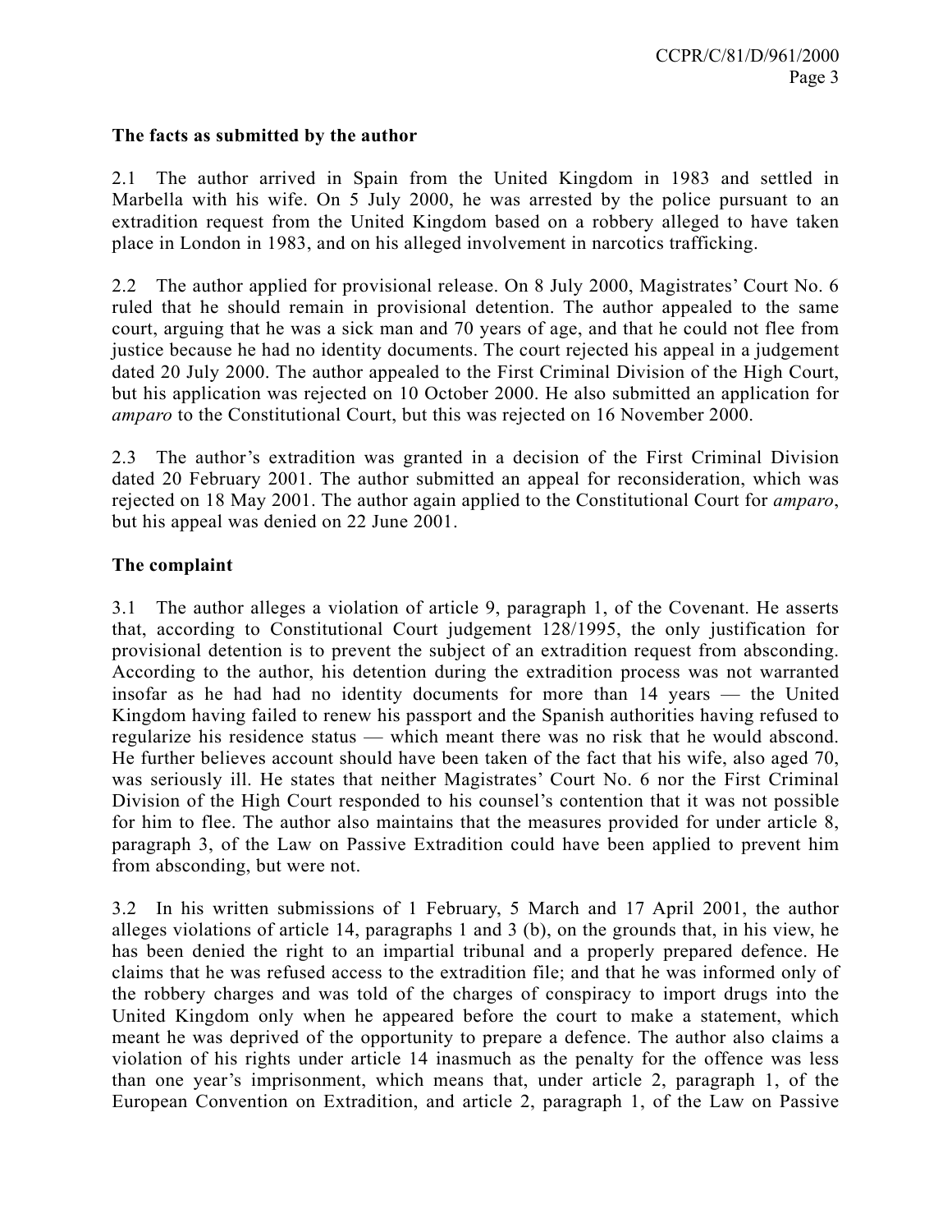**The facts as submitted by the author**

2.1 The author arrived in Spain from the United Kingdom in 1983 and settled in Marbella with his wife. On 5 July 2000, he was arrested by the police pursuant to an extradition request from the United Kingdom based on a robbery alleged to have taken place in London in 1983, and on his alleged involvement in narcotics trafficking.

2.2 The author applied for provisional release. On 8 July 2000, Magistrates' Court No. 6 ruled that he should remain in provisional detention. The author appealed to the same court, arguing that he was a sick man and 70 years of age, and that he could not flee from justice because he had no identity documents. The court rejected his appeal in a judgement dated 20 July 2000. The author appealed to the First Criminal Division of the High Court, but his application was rejected on 10 October 2000. He also submitted an application for *amparo* to the Constitutional Court, but this was rejected on 16 November 2000.

2.3 The author's extradition was granted in a decision of the First Criminal Division dated 20 February 2001. The author submitted an appeal for reconsideration, which was rejected on 18 May 2001. The author again applied to the Constitutional Court for *amparo*, but his appeal was denied on 22 June 2001.

**The complaint**

3.1 The author alleges a violation of article 9, paragraph 1, of the Covenant. He asserts that, according to Constitutional Court judgement 128/1995, the only justification for provisional detention is to prevent the subject of an extradition request from absconding. According to the author, his detention during the extradition process was not warranted insofar as he had had no identity documents for more than 14 years — the United Kingdom having failed to renew his passport and the Spanish authorities having refused to regularize his residence status — which meant there was no risk that he would abscond. He further believes account should have been taken of the fact that his wife, also aged 70, was seriously ill. He states that neither Magistrates' Court No. 6 nor the First Criminal Division of the High Court responded to his counsel's contention that it was not possible for him to flee. The author also maintains that the measures provided for under article 8, paragraph 3, of the Law on Passive Extradition could have been applied to prevent him from absconding, but were not.

3.2 In his written submissions of 1 February, 5 March and 17 April 2001, the author alleges violations of article 14, paragraphs 1 and 3 (b), on the grounds that, in his view, he has been denied the right to an impartial tribunal and a properly prepared defence. He claims that he was refused access to the extradition file; and that he was informed only of the robbery charges and was told of the charges of conspiracy to import drugs into the United Kingdom only when he appeared before the court to make a statement, which meant he was deprived of the opportunity to prepare a defence. The author also claims a violation of his rights under article 14 inasmuch as the penalty for the offence was less than one year's imprisonment, which means that, under article 2, paragraph 1, of the European Convention on Extradition, and article 2, paragraph 1, of the Law on Passive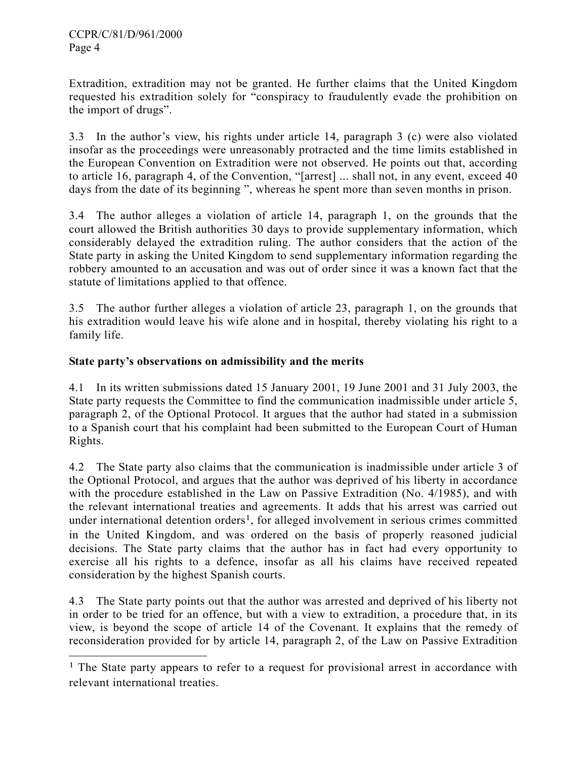Extradition, extradition may not be granted. He further claims that the United Kingdom requested his extradition solely for "conspiracy to fraudulently evade the prohibition on the import of drugs".

3.3 In the author's view, his rights under article 14, paragraph 3 (c) were also violated insofar as the proceedings were unreasonably protracted and the time limits established in the European Convention on Extradition were not observed. He points out that, according to article 16, paragraph 4, of the Convention, "[arrest] ... shall not, in any event, exceed 40 days from the date of its beginning ", whereas he spent more than seven months in prison.

3.4 The author alleges a violation of article 14, paragraph 1, on the grounds that the court allowed the British authorities 30 days to provide supplementary information, which considerably delayed the extradition ruling. The author considers that the action of the State party in asking the United Kingdom to send supplementary information regarding the robbery amounted to an accusation and was out of order since it was a known fact that the statute of limitations applied to that offence.

3.5 The author further alleges a violation of article 23, paragraph 1, on the grounds that his extradition would leave his wife alone and in hospital, thereby violating his right to a family life.

**State party's observations on admissibility and the merits**

4.1 In its written submissions dated 15 January 2001, 19 June 2001 and 31 July 2003, the State party requests the Committee to find the communication inadmissible under article 5, paragraph 2, of the Optional Protocol. It argues that the author had stated in a submission to a Spanish court that his complaint had been submitted to the European Court of Human Rights.

4.2 The State party also claims that the communication is inadmissible under article 3 of the Optional Protocol, and argues that the author was deprived of his liberty in accordance with the procedure established in the Law on Passive Extradition (No. 4/1985), and with the relevant international treaties and agreements. It adds that his arrest was carried out under international detention orders[1], for alleged involvement in serious crimes committed in the United Kingdom, and was ordered on the basis of properly reasoned judicial decisions. The State party claims that the author has in fact had every opportunity to exercise all his rights to a defence, insofar as all his claims have received repeated consideration by the highest Spanish courts.

4.3 The State party points out that the author was arrested and deprived of his liberty not in order to be tried for an offence, but with a view to extradition, a procedure that, in its view, is beyond the scope of article 14 of the Covenant. It explains that the remedy of reconsideration provided for by article 14, paragraph 2, of the Law on Passive Extradition

---

[1] The State party appears to refer to a request for provisional arrest in accordance with relevant international treaties.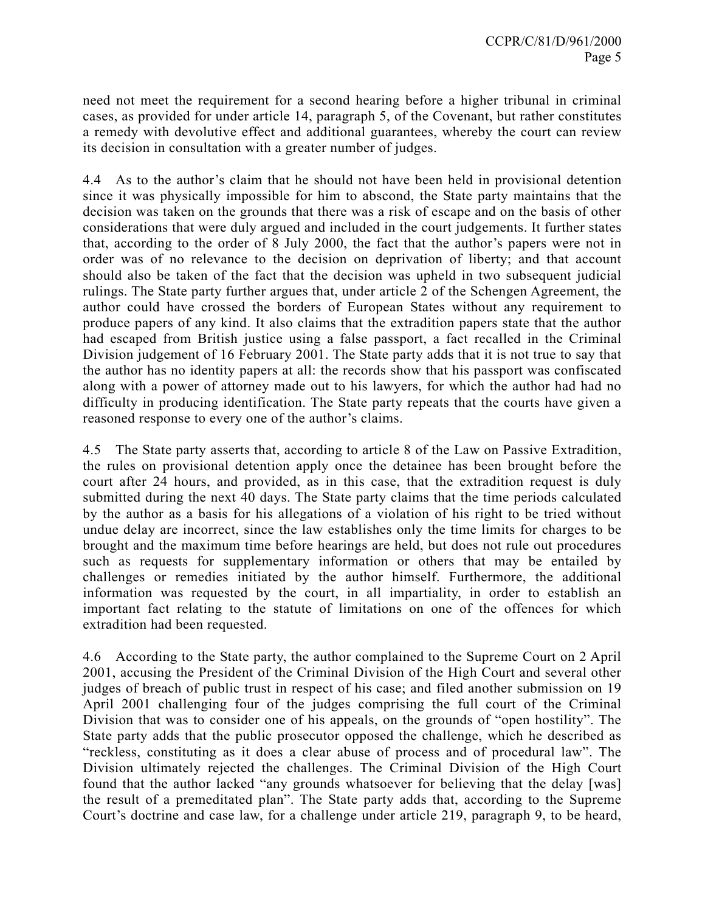need not meet the requirement for a second hearing before a higher tribunal in criminal cases, as provided for under article 14, paragraph 5, of the Covenant, but rather constitutes a remedy with devolutive effect and additional guarantees, whereby the court can review its decision in consultation with a greater number of judges.

4.4 As to the author's claim that he should not have been held in provisional detention since it was physically impossible for him to abscond, the State party maintains that the decision was taken on the grounds that there was a risk of escape and on the basis of other considerations that were duly argued and included in the court judgements. It further states that, according to the order of 8 July 2000, the fact that the author's papers were not in order was of no relevance to the decision on deprivation of liberty; and that account should also be taken of the fact that the decision was upheld in two subsequent judicial rulings. The State party further argues that, under article 2 of the Schengen Agreement, the author could have crossed the borders of European States without any requirement to produce papers of any kind. It also claims that the extradition papers state that the author had escaped from British justice using a false passport, a fact recalled in the Criminal Division judgement of 16 February 2001. The State party adds that it is not true to say that the author has no identity papers at all: the records show that his passport was confiscated along with a power of attorney made out to his lawyers, for which the author had had no difficulty in producing identification. The State party repeats that the courts have given a reasoned response to every one of the author's claims.

4.5 The State party asserts that, according to article 8 of the Law on Passive Extradition, the rules on provisional detention apply once the detainee has been brought before the court after 24 hours, and provided, as in this case, that the extradition request is duly submitted during the next 40 days. The State party claims that the time periods calculated by the author as a basis for his allegations of a violation of his right to be tried without undue delay are incorrect, since the law establishes only the time limits for charges to be brought and the maximum time before hearings are held, but does not rule out procedures such as requests for supplementary information or others that may be entailed by challenges or remedies initiated by the author himself. Furthermore, the additional information was requested by the court, in all impartiality, in order to establish an important fact relating to the statute of limitations on one of the offences for which extradition had been requested.

4.6 According to the State party, the author complained to the Supreme Court on 2 April 2001, accusing the President of the Criminal Division of the High Court and several other judges of breach of public trust in respect of his case; and filed another submission on 19 April 2001 challenging four of the judges comprising the full court of the Criminal Division that was to consider one of his appeals, on the grounds of "open hostility". The State party adds that the public prosecutor opposed the challenge, which he described as "reckless, constituting as it does a clear abuse of process and of procedural law". The Division ultimately rejected the challenges. The Criminal Division of the High Court found that the author lacked "any grounds whatsoever for believing that the delay [was] the result of a premeditated plan". The State party adds that, according to the Supreme Court's doctrine and case law, for a challenge under article 219, paragraph 9, to be heard,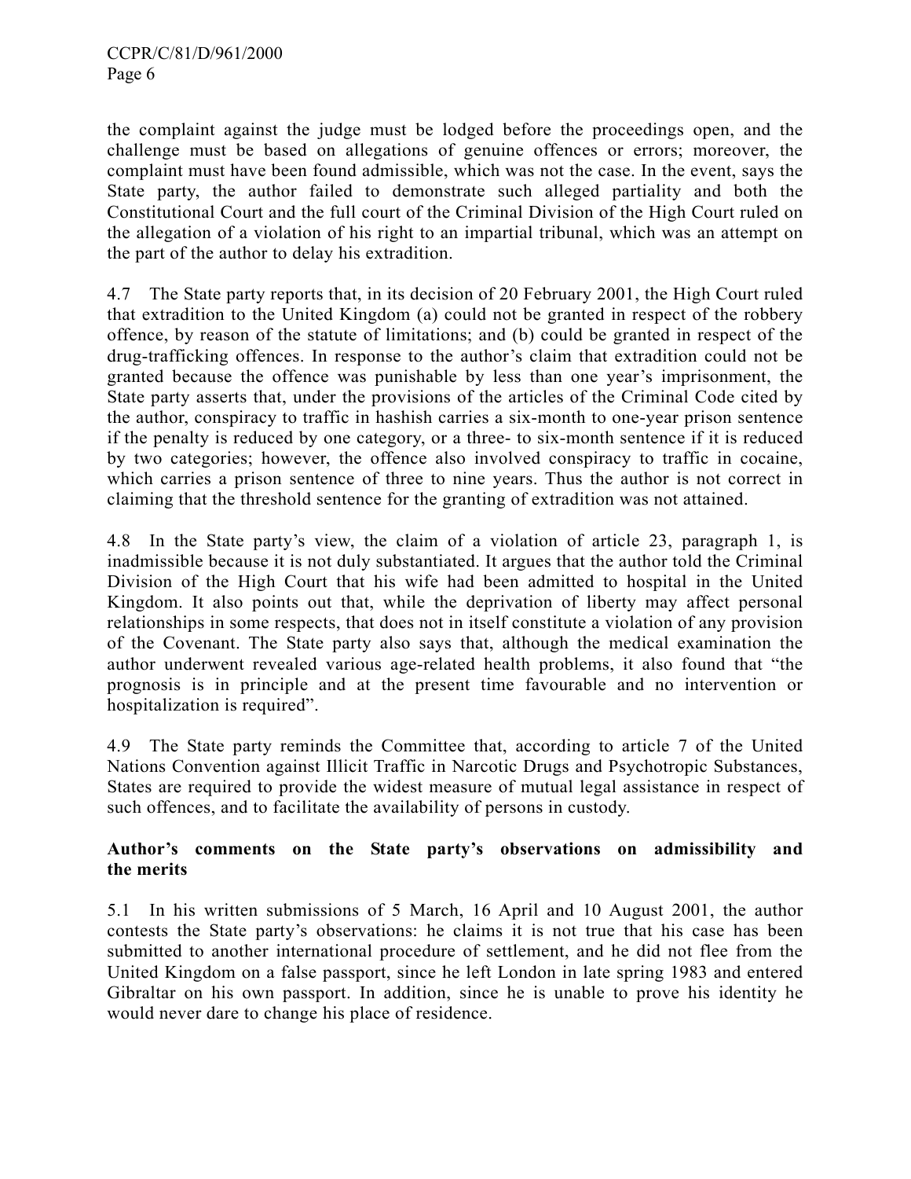the complaint against the judge must be lodged before the proceedings open, and the challenge must be based on allegations of genuine offences or errors; moreover, the complaint must have been found admissible, which was not the case. In the event, says the State party, the author failed to demonstrate such alleged partiality and both the Constitutional Court and the full court of the Criminal Division of the High Court ruled on the allegation of a violation of his right to an impartial tribunal, which was an attempt on the part of the author to delay his extradition.

4.7 The State party reports that, in its decision of 20 February 2001, the High Court ruled that extradition to the United Kingdom (a) could not be granted in respect of the robbery offence, by reason of the statute of limitations; and (b) could be granted in respect of the drug-trafficking offences. In response to the author's claim that extradition could not be granted because the offence was punishable by less than one year's imprisonment, the State party asserts that, under the provisions of the articles of the Criminal Code cited by the author, conspiracy to traffic in hashish carries a six-month to one-year prison sentence if the penalty is reduced by one category, or a three- to six-month sentence if it is reduced by two categories; however, the offence also involved conspiracy to traffic in cocaine, which carries a prison sentence of three to nine years. Thus the author is not correct in claiming that the threshold sentence for the granting of extradition was not attained.

4.8 In the State party's view, the claim of a violation of article 23, paragraph 1, is inadmissible because it is not duly substantiated. It argues that the author told the Criminal Division of the High Court that his wife had been admitted to hospital in the United Kingdom. It also points out that, while the deprivation of liberty may affect personal relationships in some respects, that does not in itself constitute a violation of any provision of the Covenant. The State party also says that, although the medical examination the author underwent revealed various age-related health problems, it also found that "the prognosis is in principle and at the present time favourable and no intervention or hospitalization is required".

4.9 The State party reminds the Committee that, according to article 7 of the United Nations Convention against Illicit Traffic in Narcotic Drugs and Psychotropic Substances, States are required to provide the widest measure of mutual legal assistance in respect of such offences, and to facilitate the availability of persons in custody.

**Author's comments on the State party's observations on admissibility and the merits**

5.1 In his written submissions of 5 March, 16 April and 10 August 2001, the author contests the State party's observations: he claims it is not true that his case has been submitted to another international procedure of settlement, and he did not flee from the United Kingdom on a false passport, since he left London in late spring 1983 and entered Gibraltar on his own passport. In addition, since he is unable to prove his identity he would never dare to change his place of residence.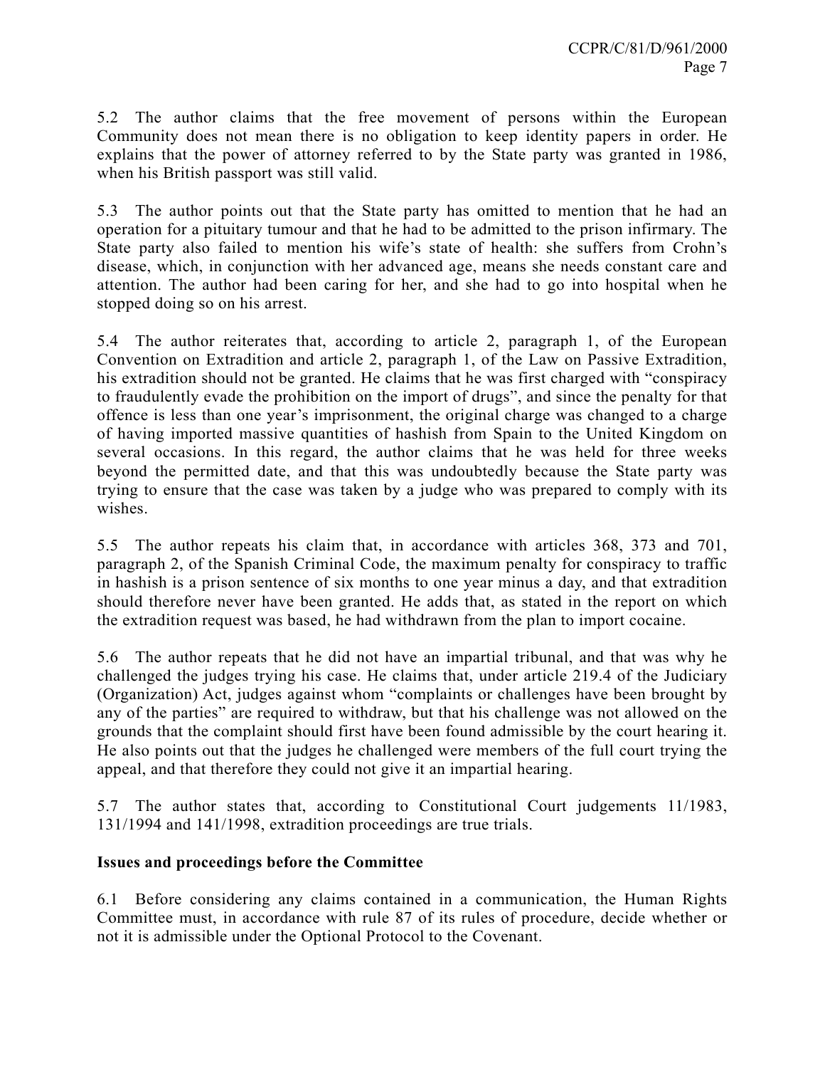5.2 The author claims that the free movement of persons within the European Community does not mean there is no obligation to keep identity papers in order. He explains that the power of attorney referred to by the State party was granted in 1986, when his British passport was still valid.

5.3 The author points out that the State party has omitted to mention that he had an operation for a pituitary tumour and that he had to be admitted to the prison infirmary. The State party also failed to mention his wife's state of health: she suffers from Crohn's disease, which, in conjunction with her advanced age, means she needs constant care and attention. The author had been caring for her, and she had to go into hospital when he stopped doing so on his arrest.

5.4 The author reiterates that, according to article 2, paragraph 1, of the European Convention on Extradition and article 2, paragraph 1, of the Law on Passive Extradition, his extradition should not be granted. He claims that he was first charged with "conspiracy to fraudulently evade the prohibition on the import of drugs", and since the penalty for that offence is less than one year's imprisonment, the original charge was changed to a charge of having imported massive quantities of hashish from Spain to the United Kingdom on several occasions. In this regard, the author claims that he was held for three weeks beyond the permitted date, and that this was undoubtedly because the State party was trying to ensure that the case was taken by a judge who was prepared to comply with its wishes.

5.5 The author repeats his claim that, in accordance with articles 368, 373 and 701, paragraph 2, of the Spanish Criminal Code, the maximum penalty for conspiracy to traffic in hashish is a prison sentence of six months to one year minus a day, and that extradition should therefore never have been granted. He adds that, as stated in the report on which the extradition request was based, he had withdrawn from the plan to import cocaine.

5.6 The author repeats that he did not have an impartial tribunal, and that was why he challenged the judges trying his case. He claims that, under article 219.4 of the Judiciary (Organization) Act, judges against whom "complaints or challenges have been brought by any of the parties" are required to withdraw, but that his challenge was not allowed on the grounds that the complaint should first have been found admissible by the court hearing it. He also points out that the judges he challenged were members of the full court trying the appeal, and that therefore they could not give it an impartial hearing.

5.7 The author states that, according to Constitutional Court judgements 11/1983, 131/1994 and 141/1998, extradition proceedings are true trials.

**Issues and proceedings before the Committee**

6.1 Before considering any claims contained in a communication, the Human Rights Committee must, in accordance with rule 87 of its rules of procedure, decide whether or not it is admissible under the Optional Protocol to the Covenant.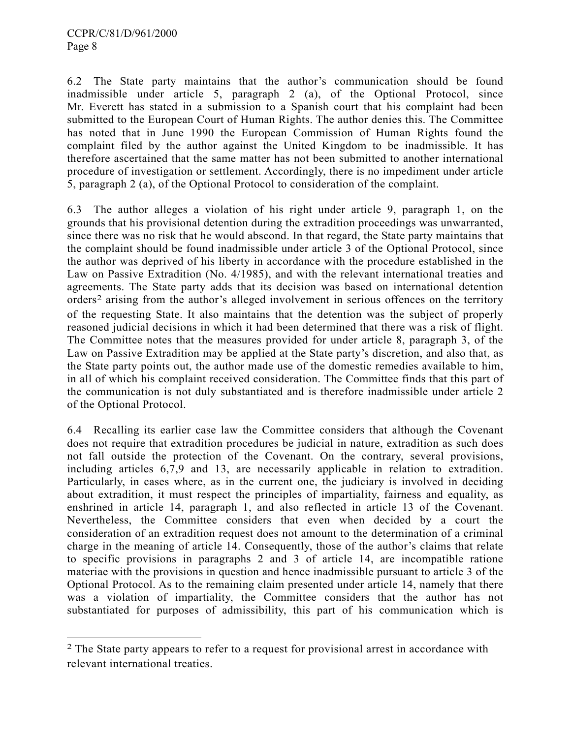6.2 The State party maintains that the author's communication should be found inadmissible under article 5, paragraph 2 (a), of the Optional Protocol, since Mr. Everett has stated in a submission to a Spanish court that his complaint had been submitted to the European Court of Human Rights. The author denies this. The Committee has noted that in June 1990 the European Commission of Human Rights found the complaint filed by the author against the United Kingdom to be inadmissible. It has therefore ascertained that the same matter has not been submitted to another international procedure of investigation or settlement. Accordingly, there is no impediment under article 5, paragraph 2 (a), of the Optional Protocol to consideration of the complaint.

6.3 The author alleges a violation of his right under article 9, paragraph 1, on the grounds that his provisional detention during the extradition proceedings was unwarranted, since there was no risk that he would abscond. In that regard, the State party maintains that the complaint should be found inadmissible under article 3 of the Optional Protocol, since the author was deprived of his liberty in accordance with the procedure established in the Law on Passive Extradition (No. 4/1985), and with the relevant international treaties and agreements. The State party adds that its decision was based on international detention orders[2] arising from the author's alleged involvement in serious offences on the territory of the requesting State. It also maintains that the detention was the subject of properly reasoned judicial decisions in which it had been determined that there was a risk of flight. The Committee notes that the measures provided for under article 8, paragraph 3, of the Law on Passive Extradition may be applied at the State party's discretion, and also that, as the State party points out, the author made use of the domestic remedies available to him, in all of which his complaint received consideration. The Committee finds that this part of the communication is not duly substantiated and is therefore inadmissible under article 2 of the Optional Protocol.

6.4 Recalling its earlier case law the Committee considers that although the Covenant does not require that extradition procedures be judicial in nature, extradition as such does not fall outside the protection of the Covenant. On the contrary, several provisions, including articles 6,7,9 and 13, are necessarily applicable in relation to extradition. Particularly, in cases where, as in the current one, the judiciary is involved in deciding about extradition, it must respect the principles of impartiality, fairness and equality, as enshrined in article 14, paragraph 1, and also reflected in article 13 of the Covenant. Nevertheless, the Committee considers that even when decided by a court the consideration of an extradition request does not amount to the determination of a criminal charge in the meaning of article 14. Consequently, those of the author's claims that relate to specific provisions in paragraphs 2 and 3 of article 14, are incompatible ratione materiae with the provisions in question and hence inadmissible pursuant to article 3 of the Optional Protocol. As to the remaining claim presented under article 14, namely that there was a violation of impartiality, the Committee considers that the author has not substantiated for purposes of admissibility, this part of his communication which is

---

[2] The State party appears to refer to a request for provisional arrest in accordance with relevant international treaties.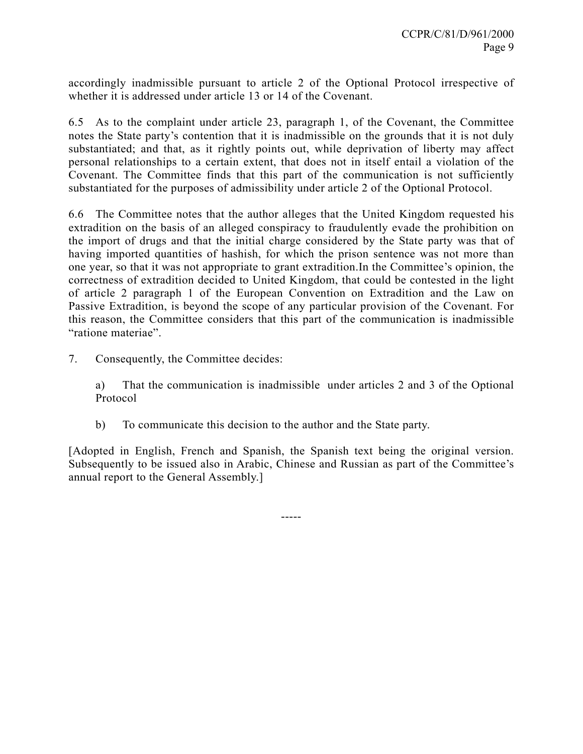accordingly inadmissible pursuant to article 2 of the Optional Protocol irrespective of whether it is addressed under article 13 or 14 of the Covenant.

6.5 As to the complaint under article 23, paragraph 1, of the Covenant, the Committee notes the State party's contention that it is inadmissible on the grounds that it is not duly substantiated; and that, as it rightly points out, while deprivation of liberty may affect personal relationships to a certain extent, that does not in itself entail a violation of the Covenant. The Committee finds that this part of the communication is not sufficiently substantiated for the purposes of admissibility under article 2 of the Optional Protocol.

6.6 The Committee notes that the author alleges that the United Kingdom requested his extradition on the basis of an alleged conspiracy to fraudulently evade the prohibition on the import of drugs and that the initial charge considered by the State party was that of having imported quantities of hashish, for which the prison sentence was not more than one year, so that it was not appropriate to grant extradition.In the Committee's opinion, the correctness of extradition decided to United Kingdom, that could be contested in the light of article 2 paragraph 1 of the European Convention on Extradition and the Law on Passive Extradition, is beyond the scope of any particular provision of the Covenant. For this reason, the Committee considers that this part of the communication is inadmissible "ratione materiae".

7. Consequently, the Committee decides:

a) That the communication is inadmissible under articles 2 and 3 of the Optional Protocol

b) To communicate this decision to the author and the State party.

[Adopted in English, French and Spanish, the Spanish text being the original version. Subsequently to be issued also in Arabic, Chinese and Russian as part of the Committee's annual report to the General Assembly.]

-----